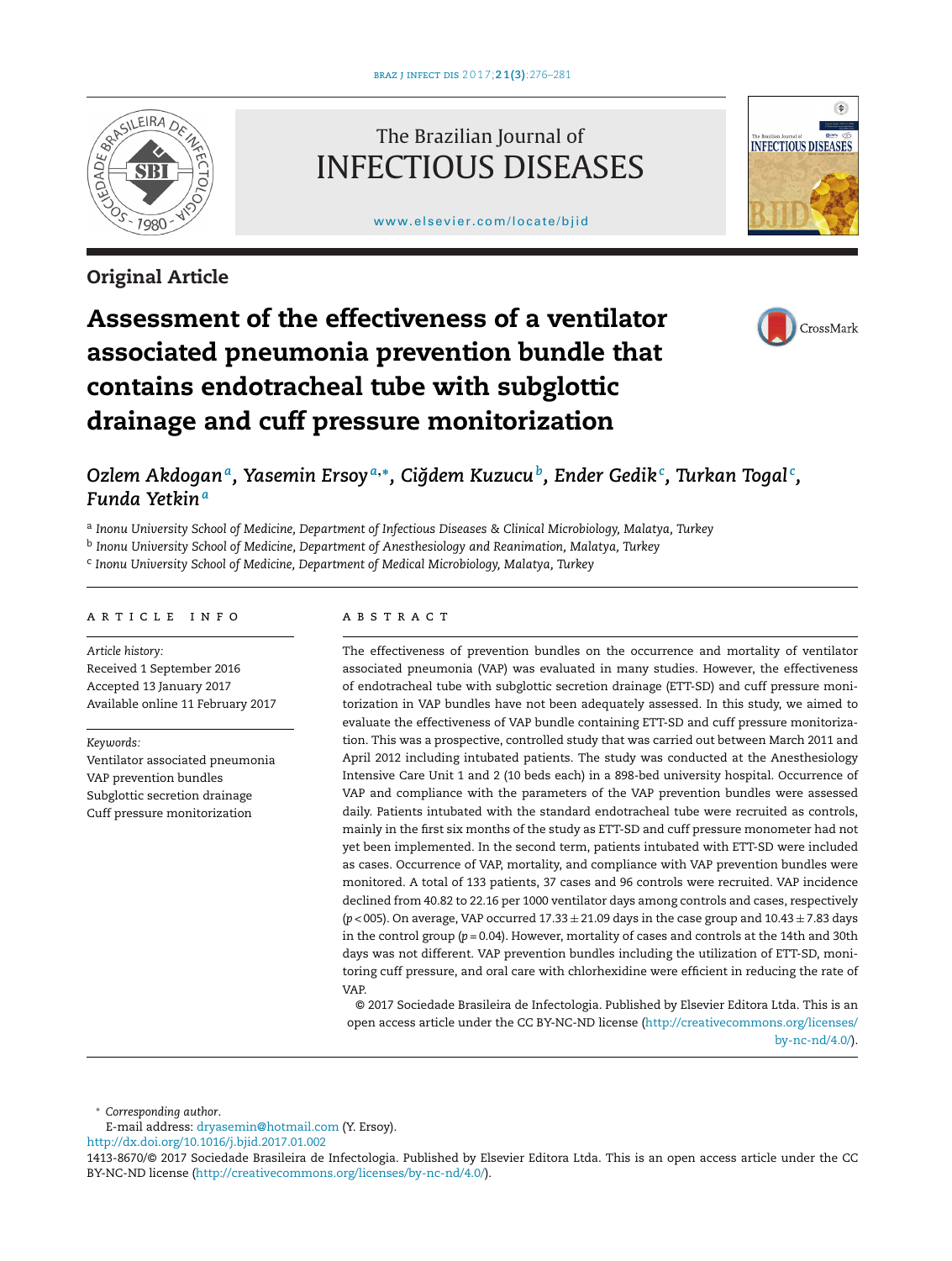Original Article

# Assessment of the effectiveness of a ventilator associated pneumonia prevention bundle that contains endotracheal tube with subglottic drainage and cuff pressure monitorization

*Ozlem Akdogan[a], Yasemin Ersoy[a,*], Ciğdem Kuzucu[b], Ender Gedik[c], Turkan Togal[c], Funda Yetkin[a]*

[a] *Inonu University School of Medicine, Department of Infectious Diseases & Clinical Microbiology, Malatya, Turkey*
[b] *Inonu University School of Medicine, Department of Anesthesiology and Reanimation, Malatya, Turkey*
[c] *Inonu University School of Medicine, Department of Medical Microbiology, Malatya, Turkey*

## ARTICLE INFO

*Article history:*
Received 1 September 2016
Accepted 13 January 2017
Available online 11 February 2017

*Keywords:*
Ventilator associated pneumonia
VAP prevention bundles
Subglottic secretion drainage
Cuff pressure monitorization

## ABSTRACT

The effectiveness of prevention bundles on the occurrence and mortality of ventilator associated pneumonia (VAP) was evaluated in many studies. However, the effectiveness of endotracheal tube with subglottic secretion drainage (ETT-SD) and cuff pressure monitorization in VAP bundles have not been adequately assessed. In this study, we aimed to evaluate the effectiveness of VAP bundle containing ETT-SD and cuff pressure monitorization. This was a prospective, controlled study that was carried out between March 2011 and April 2012 including intubated patients. The study was conducted at the Anesthesiology Intensive Care Unit 1 and 2 (10 beds each) in a 898-bed university hospital. Occurrence of VAP and compliance with the parameters of the VAP prevention bundles were assessed daily. Patients intubated with the standard endotracheal tube were recruited as controls, mainly in the first six months of the study as ETT-SD and cuff pressure monometer had not yet been implemented. In the second term, patients intubated with ETT-SD were included as cases. Occurrence of VAP, mortality, and compliance with VAP prevention bundles were monitored. A total of 133 patients, 37 cases and 96 controls were recruited. VAP incidence declined from 40.82 to 22.16 per 1000 ventilator days among controls and cases, respectively ($p < 005$). On average, VAP occurred $17.33 \pm 21.09$ days in the case group and $10.43 \pm 7.83$ days in the control group ($p = 0.04$). However, mortality of cases and controls at the 14th and 30th days was not different. VAP prevention bundles including the utilization of ETT-SD, monitoring cuff pressure, and oral care with chlorhexidine were efficient in reducing the rate of VAP.

© 2017 Sociedade Brasileira de Infectologia. Published by Elsevier Editora Ltda. This is an open access article under the CC BY-NC-ND license (http://creativecommons.org/licenses/by-nc-nd/4.0/).

* *Corresponding author.*
E-mail address: dryasemin@hotmail.com (Y. Ersoy).
http://dx.doi.org/10.1016/j.bjid.2017.01.002
1413-8670/© 2017 Sociedade Brasileira de Infectologia. Published by Elsevier Editora Ltda. This is an open access article under the CC BY-NC-ND license (http://creativecommons.org/licenses/by-nc-nd/4.0/).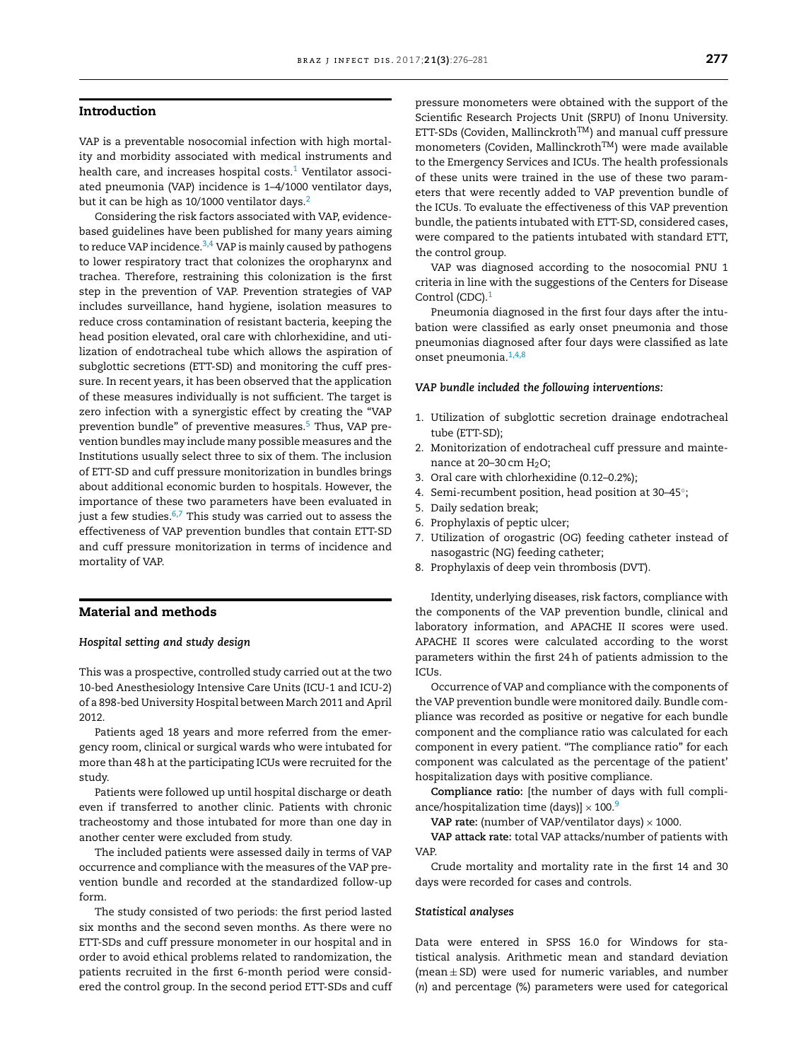## Introduction

VAP is a preventable nosocomial infection with high mortality and morbidity associated with medical instruments and health care, and increases hospital costs.[1] Ventilator associated pneumonia (VAP) incidence is 1–4/1000 ventilator days, but it can be high as 10/1000 ventilator days.[2]

Considering the risk factors associated with VAP, evidence-based guidelines have been published for many years aiming to reduce VAP incidence.[3,4] VAP is mainly caused by pathogens to lower respiratory tract that colonizes the oropharynx and trachea. Therefore, restraining this colonization is the first step in the prevention of VAP. Prevention strategies of VAP includes surveillance, hand hygiene, isolation measures to reduce cross contamination of resistant bacteria, keeping the head position elevated, oral care with chlorhexidine, and utilization of endotracheal tube which allows the aspiration of subglottic secretions (ETT-SD) and monitoring the cuff pressure. In recent years, it has been observed that the application of these measures individually is not sufficient. The target is zero infection with a synergistic effect by creating the "VAP prevention bundle" of preventive measures.[5] Thus, VAP prevention bundles may include many possible measures and the Institutions usually select three to six of them. The inclusion of ETT-SD and cuff pressure monitorization in bundles brings about additional economic burden to hospitals. However, the importance of these two parameters have been evaluated in just a few studies.[6,7] This study was carried out to assess the effectiveness of VAP prevention bundles that contain ETT-SD and cuff pressure monitorization in terms of incidence and mortality of VAP.

## Material and methods

### *Hospital setting and study design*

This was a prospective, controlled study carried out at the two 10-bed Anesthesiology Intensive Care Units (ICU-1 and ICU-2) of a 898-bed University Hospital between March 2011 and April 2012.

Patients aged 18 years and more referred from the emergency room, clinical or surgical wards who were intubated for more than 48 h at the participating ICUs were recruited for the study.

Patients were followed up until hospital discharge or death even if transferred to another clinic. Patients with chronic tracheostomy and those intubated for more than one day in another center were excluded from study.

The included patients were assessed daily in terms of VAP occurrence and compliance with the measures of the VAP prevention bundle and recorded at the standardized follow-up form.

The study consisted of two periods: the first period lasted six months and the second seven months. As there were no ETT-SDs and cuff pressure monometer in our hospital and in order to avoid ethical problems related to randomization, the patients recruited in the first 6-month period were considered the control group. In the second period ETT-SDs and cuff pressure monometers were obtained with the support of the Scientific Research Projects Unit (SRPU) of Inonu University. ETT-SDs (Coviden, Mallinckrodt™) and manual cuff pressure monometers (Coviden, Mallinckrodt™) were made available to the Emergency Services and ICUs. The health professionals of these units were trained in the use of these two parameters that were recently added to VAP prevention bundle of the ICUs. To evaluate the effectiveness of this VAP prevention bundle, the patients intubated with ETT-SD, considered cases, were compared to the patients intubated with standard ETT, the control group.

VAP was diagnosed according to the nosocomial PNU 1 criteria in line with the suggestions of the Centers for Disease Control (CDC).[1]

Pneumonia diagnosed in the first four days after the intubation were classified as early onset pneumonia and those pneumonias diagnosed after four days were classified as late onset pneumonia.[1,4,8]

#### *VAP bundle included the following interventions:*

1. Utilization of subglottic secretion drainage endotracheal tube (ETT-SD);
2. Monitorization of endotracheal cuff pressure and maintenance at 20–30 cm $H_2O$;
3. Oral care with chlorhexidine (0.12–0.2%);
4. Semi-recumbent position, head position at 30–45°;
5. Daily sedation break;
6. Prophylaxis of peptic ulcer;
7. Utilization of orogastric (OG) feeding catheter instead of nasogastric (NG) feeding catheter;
8. Prophylaxis of deep vein thrombosis (DVT).

Identity, underlying diseases, risk factors, compliance with the components of the VAP prevention bundle, clinical and laboratory information, and APACHE II scores were used. APACHE II scores were calculated according to the worst parameters within the first 24 h of patients admission to the ICUs.

Occurrence of VAP and compliance with the components of the VAP prevention bundle were monitored daily. Bundle compliance was recorded as positive or negative for each bundle component and the compliance ratio was calculated for each component in every patient. "The compliance ratio" for each component was calculated as the percentage of the patient' hospitalization days with positive compliance.

**Compliance ratio:** [the number of days with full compliance/hospitalization time (days)] $\times$ 100.[9]

**VAP rate:** (number of VAP/ventilator days) $\times$ 1000.

**VAP attack rate:** total VAP attacks/number of patients with VAP.

Crude mortality and mortality rate in the first 14 and 30 days were recorded for cases and controls.

### *Statistical analyses*

Data were entered in SPSS 16.0 for Windows for statistical analysis. Arithmetic mean and standard deviation (mean $\pm$ SD) were used for numeric variables, and number ($n$) and percentage (%) parameters were used for categorical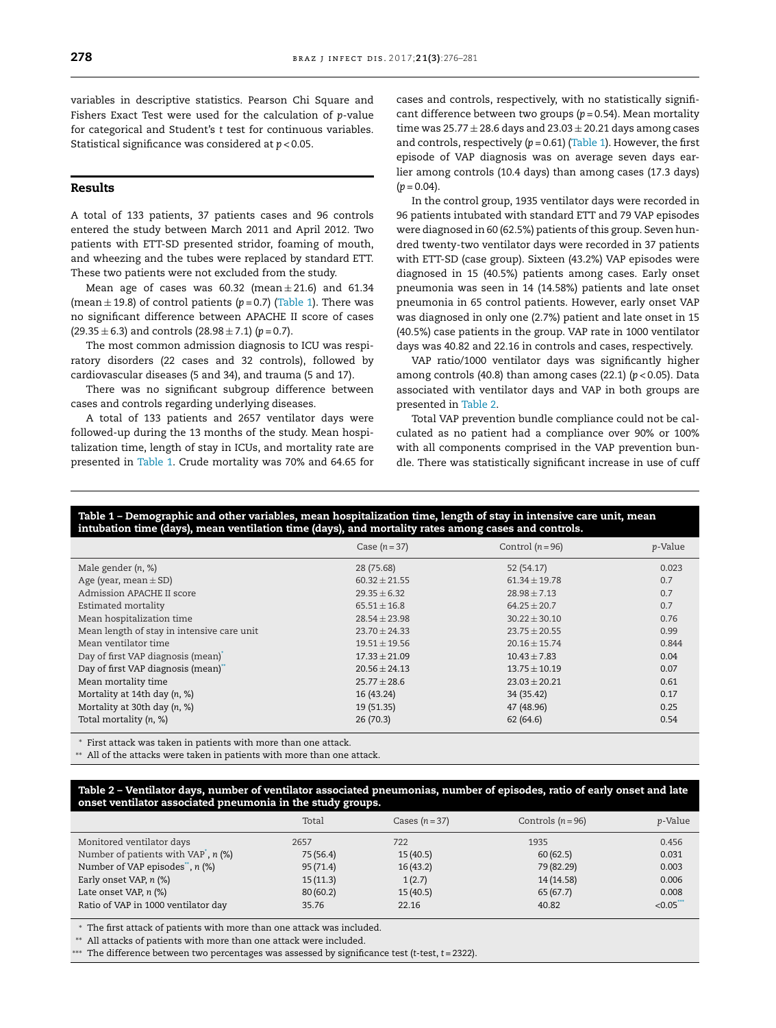variables in descriptive statistics. Pearson Chi Square and Fishers Exact Test were used for the calculation of *p*-value for categorical and Student's *t* test for continuous variables. Statistical significance was considered at $p < 0.05$.

## Results

A total of 133 patients, 37 patients cases and 96 controls entered the study between March 2011 and April 2012. Two patients with ETT-SD presented stridor, foaming of mouth, and wheezing and the tubes were replaced by standard ETT. These two patients were not excluded from the study.

Mean age of cases was 60.32 (mean ± 21.6) and 61.34 (mean ± 19.8) of control patients ($p = 0.7$) (Table 1). There was no significant difference between APACHE II score of cases (29.35 ± 6.3) and controls (28.98 ± 7.1) ($p = 0.7$).

The most common admission diagnosis to ICU was respiratory disorders (22 cases and 32 controls), followed by cardiovascular diseases (5 and 34), and trauma (5 and 17).

There was no significant subgroup difference between cases and controls regarding underlying diseases.

A total of 133 patients and 2657 ventilator days were followed-up during the 13 months of the study. Mean hospitalization time, length of stay in ICUs, and mortality rate are presented in Table 1. Crude mortality was 70% and 64.65 for cases and controls, respectively, with no statistically significant difference between two groups ($p = 0.54$). Mean mortality time was 25.77 ± 28.6 days and 23.03 ± 20.21 days among cases and controls, respectively ($p = 0.61$) (Table 1). However, the first episode of VAP diagnosis was on average seven days earlier among controls (10.4 days) than among cases (17.3 days) ($p = 0.04$).

In the control group, 1935 ventilator days were recorded in 96 patients intubated with standard ETT and 79 VAP episodes were diagnosed in 60 (62.5%) patients of this group. Seven hundred twenty-two ventilator days were recorded in 37 patients with ETT-SD (case group). Sixteen (43.2%) VAP episodes were diagnosed in 15 (40.5%) patients among cases. Early onset pneumonia was seen in 14 (14.58%) patients and late onset pneumonia in 65 control patients. However, early onset VAP was diagnosed in only one (2.7%) patient and late onset in 15 (40.5%) case patients in the group. VAP rate in 1000 ventilator days was 40.82 and 22.16 in controls and cases, respectively.

VAP ratio/1000 ventilator days was significantly higher among controls (40.8) than among cases (22.1) ($p < 0.05$). Data associated with ventilator days and VAP in both groups are presented in Table 2.

Total VAP prevention bundle compliance could not be calculated as no patient had a compliance over 90% or 100% with all components comprised in the VAP prevention bundle. There was statistically significant increase in use of cuff

**Table 1 – Demographic and other variables, mean hospitalization time, length of stay in intensive care unit, mean intubation time (days), mean ventilation time (days), and mortality rates among cases and controls.**

| | Case ($n = 37$) | Control ($n = 96$) | *p*-Value |
|---|---|---|---|
| Male gender (*n*, %) | 28 (75.68) | 52 (54.17) | 0.023 |
| Age (year, mean ± SD) | 60.32 ± 21.55 | 61.34 ± 19.78 | 0.7 |
| Admission APACHE II score | 29.35 ± 6.32 | 28.98 ± 7.13 | 0.7 |
| Estimated mortality | 65.51 ± 16.8 | 64.25 ± 20.7 | 0.7 |
| Mean hospitalization time | 28.54 ± 23.98 | 30.22 ± 30.10 | 0.76 |
| Mean length of stay in intensive care unit | 23.70 ± 24.33 | 23.75 ± 20.55 | 0.99 |
| Mean ventilator time | 19.51 ± 19.56 | 20.16 ± 15.74 | 0.844 |
| Day of first VAP diagnosis (mean)* | 17.33 ± 21.09 | 10.43 ± 7.83 | 0.04 |
| Day of first VAP diagnosis (mean)** | 20.56 ± 24.13 | 13.75 ± 10.19 | 0.07 |
| Mean mortality time | 25.77 ± 28.6 | 23.03 ± 20.21 | 0.61 |
| Mortality at 14th day (*n*, %) | 16 (43.24) | 34 (35.42) | 0.17 |
| Mortality at 30th day (*n*, %) | 19 (51.35) | 47 (48.96) | 0.25 |
| Total mortality (*n*, %) | 26 (70.3) | 62 (64.6) | 0.54 |

\* First attack was taken in patients with more than one attack.

\*\* All of the attacks were taken in patients with more than one attack.

**Table 2 – Ventilator days, number of ventilator associated pneumonias, number of episodes, ratio of early onset and late onset ventilator associated pneumonia in the study groups.**

| | Total | Cases ($n = 37$) | Controls ($n = 96$) | *p*-Value |
|---|---|---|---|---|
| Monitored ventilator days | 2657 | 722 | 1935 | 0.456 |
| Number of patients with VAP*, *n* (%) | 75 (56.4) | 15 (40.5) | 60 (62.5) | 0.031 |
| Number of VAP episodes**, *n* (%) | 95 (71.4) | 16 (43.2) | 79 (82.29) | 0.003 |
| Early onset VAP, *n* (%) | 15 (11.3) | 1 (2.7) | 14 (14.58) | 0.006 |
| Late onset VAP, *n* (%) | 80 (60.2) | 15 (40.5) | 65 (67.7) | 0.008 |
| Ratio of VAP in 1000 ventilator day | 35.76 | 22.16 | 40.82 | <0.05*** |

\* The first attack of patients with more than one attack was included.

\*\* All attacks of patients with more than one attack were included.

\*\*\* The difference between two percentages was assessed by significance test (*t*-test, $t = 2322$).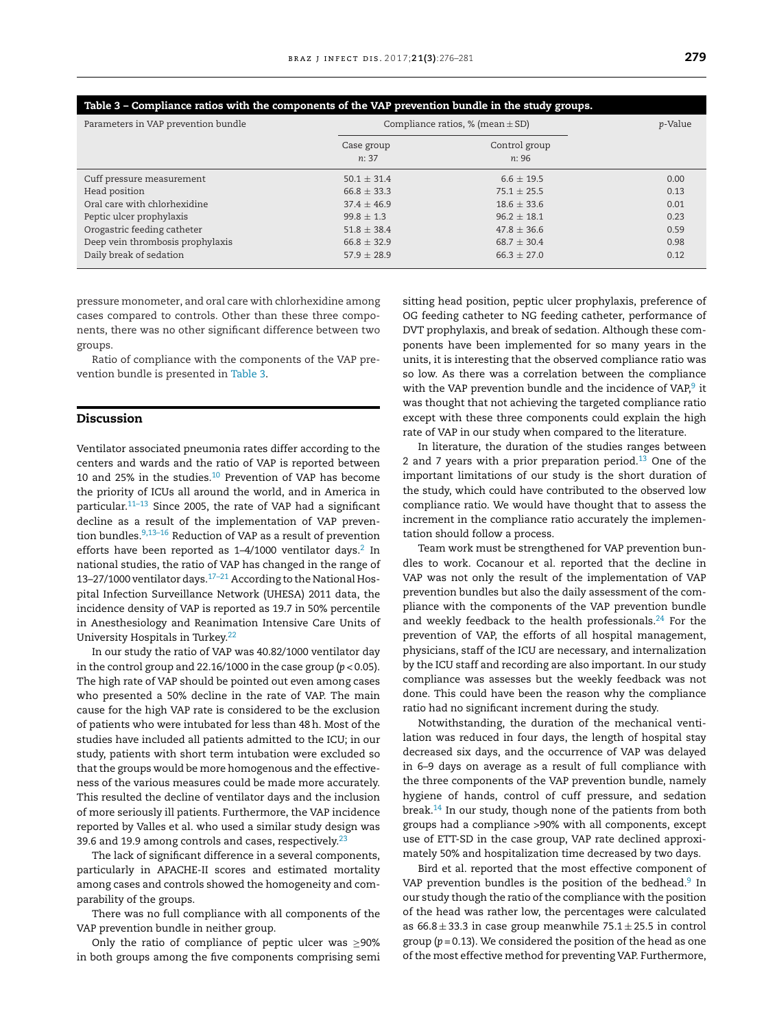**Table 3 – Compliance ratios with the components of the VAP prevention bundle in the study groups.**

| Parameters in VAP prevention bundle | Compliance ratios, % (mean ± SD) | | p-Value |
|---|---|---|---|
| | Case group n: 37 | Control group n: 96 | |
| Cuff pressure measurement | 50.1 ± 31.4 | 6.6 ± 19.5 | 0.00 |
| Head position | 66.8 ± 33.3 | 75.1 ± 25.5 | 0.13 |
| Oral care with chlorhexidine | 37.4 ± 46.9 | 18.6 ± 33.6 | 0.01 |
| Peptic ulcer prophylaxis | 99.8 ± 1.3 | 96.2 ± 18.1 | 0.23 |
| Orogastric feeding catheter | 51.8 ± 38.4 | 47.8 ± 36.6 | 0.59 |
| Deep vein thrombosis prophylaxis | 66.8 ± 32.9 | 68.7 ± 30.4 | 0.98 |
| Daily break of sedation | 57.9 ± 28.9 | 66.3 ± 27.0 | 0.12 |

pressure monometer, and oral care with chlorhexidine among cases compared to controls. Other than these three components, there was no other significant difference between two groups.

Ratio of compliance with the components of the VAP prevention bundle is presented in Table 3.

## Discussion

Ventilator associated pneumonia rates differ according to the centers and wards and the ratio of VAP is reported between 10 and 25% in the studies.[10] Prevention of VAP has become the priority of ICUs all around the world, and in America in particular.[11–13] Since 2005, the rate of VAP had a significant decline as a result of the implementation of VAP prevention bundles.[9,13–16] Reduction of VAP as a result of prevention efforts have been reported as 1–4/1000 ventilator days.[2] In national studies, the ratio of VAP has changed in the range of 13–27/1000 ventilator days.[17–21] According to the National Hospital Infection Surveillance Network (UHESA) 2011 data, the incidence density of VAP is reported as 19.7 in 50% percentile in Anesthesiology and Reanimation Intensive Care Units of University Hospitals in Turkey.[22]

In our study the ratio of VAP was 40.82/1000 ventilator day in the control group and 22.16/1000 in the case group ($p < 0.05$). The high rate of VAP should be pointed out even among cases who presented a 50% decline in the rate of VAP. The main cause for the high VAP rate is considered to be the exclusion of patients who were intubated for less than 48 h. Most of the studies have included all patients admitted to the ICU; in our study, patients with short term intubation were excluded so that the groups would be more homogenous and the effectiveness of the various measures could be made more accurately. This resulted the decline of ventilator days and the inclusion of more seriously ill patients. Furthermore, the VAP incidence reported by Valles et al. who used a similar study design was 39.6 and 19.9 among controls and cases, respectively.[23]

The lack of significant difference in a several components, particularly in APACHE-II scores and estimated mortality among cases and controls showed the homogeneity and comparability of the groups.

There was no full compliance with all components of the VAP prevention bundle in neither group.

Only the ratio of compliance of peptic ulcer was ≥90% in both groups among the five components comprising semi sitting head position, peptic ulcer prophylaxis, preference of OG feeding catheter to NG feeding catheter, performance of DVT prophylaxis, and break of sedation. Although these components have been implemented for so many years in the units, it is interesting that the observed compliance ratio was so low. As there was a correlation between the compliance with the VAP prevention bundle and the incidence of VAP,[9] it was thought that not achieving the targeted compliance ratio except with these three components could explain the high rate of VAP in our study when compared to the literature.

In literature, the duration of the studies ranges between 2 and 7 years with a prior preparation period.[13] One of the important limitations of our study is the short duration of the study, which could have contributed to the observed low compliance ratio. We would have thought that to assess the increment in the compliance ratio accurately the implementation should follow a process.

Team work must be strengthened for VAP prevention bundles to work. Cocanour et al. reported that the decline in VAP was not only the result of the implementation of VAP prevention bundles but also the daily assessment of the compliance with the components of the VAP prevention bundle and weekly feedback to the health professionals.[24] For the prevention of VAP, the efforts of all hospital management, physicians, staff of the ICU are necessary, and internalization by the ICU staff and recording are also important. In our study compliance was assesses but the weekly feedback was not done. This could have been the reason why the compliance ratio had no significant increment during the study.

Notwithstanding, the duration of the mechanical ventilation was reduced in four days, the length of hospital stay decreased six days, and the occurrence of VAP was delayed in 6–9 days on average as a result of full compliance with the three components of the VAP prevention bundle, namely hygiene of hands, control of cuff pressure, and sedation break.[14] In our study, though none of the patients from both groups had a compliance >90% with all components, except use of ETT-SD in the case group, VAP rate declined approximately 50% and hospitalization time decreased by two days.

Bird et al. reported that the most effective component of VAP prevention bundles is the position of the bedhead.[9] In our study though the ratio of the compliance with the position of the head was rather low, the percentages were calculated as 66.8 ± 33.3 in case group meanwhile 75.1 ± 25.5 in control group ($p = 0.13$). We considered the position of the head as one of the most effective method for preventing VAP. Furthermore,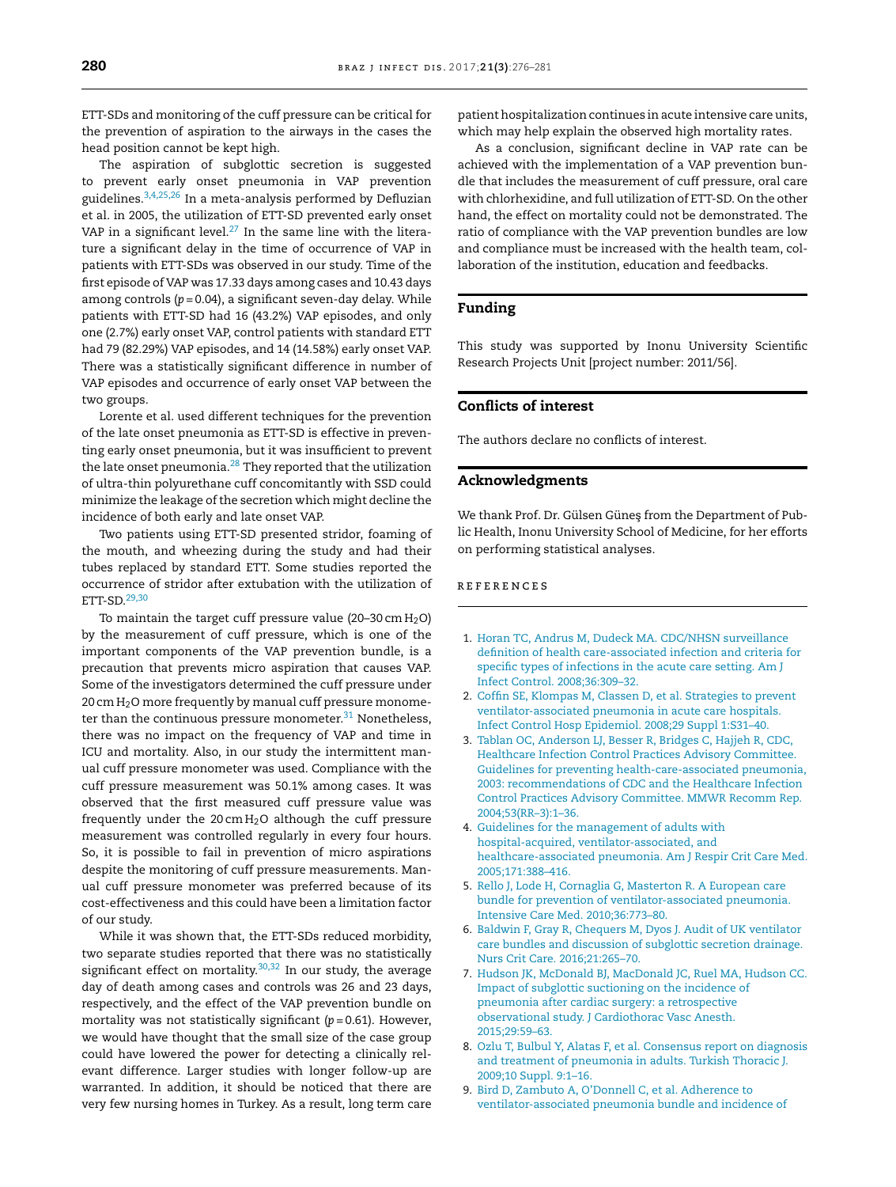ETT-SDs and monitoring of the cuff pressure can be critical for the prevention of aspiration to the airways in the cases the head position cannot be kept high.

The aspiration of subglottic secretion is suggested to prevent early onset pneumonia in VAP prevention guidelines.[3,4,25,26] In a meta-analysis performed by Defluzian et al. in 2005, the utilization of ETT-SD prevented early onset VAP in a significant level.[27] In the same line with the literature a significant delay in the time of occurrence of VAP in patients with ETT-SDs was observed in our study. Time of the first episode of VAP was 17.33 days among cases and 10.43 days among controls ($p = 0.04$), a significant seven-day delay. While patients with ETT-SD had 16 (43.2%) VAP episodes, and only one (2.7%) early onset VAP, control patients with standard ETT had 79 (82.29%) VAP episodes, and 14 (14.58%) early onset VAP. There was a statistically significant difference in number of VAP episodes and occurrence of early onset VAP between the two groups.

Lorente et al. used different techniques for the prevention of the late onset pneumonia as ETT-SD is effective in preventing early onset pneumonia, but it was insufficient to prevent the late onset pneumonia.[28] They reported that the utilization of ultra-thin polyurethane cuff concomitantly with SSD could minimize the leakage of the secretion which might decline the incidence of both early and late onset VAP.

Two patients using ETT-SD presented stridor, foaming of the mouth, and wheezing during the study and had their tubes replaced by standard ETT. Some studies reported the occurrence of stridor after extubation with the utilization of ETT-SD.[29,30]

To maintain the target cuff pressure value (20–30 cm $H_2O$) by the measurement of cuff pressure, which is one of the important components of the VAP prevention bundle, is a precaution that prevents micro aspiration that causes VAP. Some of the investigators determined the cuff pressure under 20 cm $H_2O$ more frequently by manual cuff pressure monometer than the continuous pressure monometer.[31] Nonetheless, there was no impact on the frequency of VAP and time in ICU and mortality. Also, in our study the intermittent manual cuff pressure monometer was used. Compliance with the cuff pressure measurement was 50.1% among cases. It was observed that the first measured cuff pressure value was frequently under the 20 cm $H_2O$ although the cuff pressure measurement was controlled regularly in every four hours. So, it is possible to fail in prevention of micro aspirations despite the monitoring of cuff pressure measurements. Manual cuff pressure monometer was preferred because of its cost-effectiveness and this could have been a limitation factor of our study.

While it was shown that, the ETT-SDs reduced morbidity, two separate studies reported that there was no statistically significant effect on mortality.[30,32] In our study, the average day of death among cases and controls was 26 and 23 days, respectively, and the effect of the VAP prevention bundle on mortality was not statistically significant ($p = 0.61$). However, we would have thought that the small size of the case group could have lowered the power for detecting a clinically relevant difference. Larger studies with longer follow-up are warranted. In addition, it should be noticed that there are very few nursing homes in Turkey. As a result, long term care patient hospitalization continues in acute intensive care units, which may help explain the observed high mortality rates.

As a conclusion, significant decline in VAP rate can be achieved with the implementation of a VAP prevention bundle that includes the measurement of cuff pressure, oral care with chlorhexidine, and full utilization of ETT-SD. On the other hand, the effect on mortality could not be demonstrated. The ratio of compliance with the VAP prevention bundles are low and compliance must be increased with the health team, collaboration of the institution, education and feedbacks.

## Funding

This study was supported by Inonu University Scientific Research Projects Unit [project number: 2011/56].

## Conflicts of interest

The authors declare no conflicts of interest.

## Acknowledgments

We thank Prof. Dr. Gülsen Güneş from the Department of Public Health, Inonu University School of Medicine, for her efforts on performing statistical analyses.

## REFERENCES

1. Horan TC, Andrus M, Dudeck MA. CDC/NHSN surveillance definition of health care-associated infection and criteria for specific types of infections in the acute care setting. Am J Infect Control. 2008;36:309–32.
2. Coffin SE, Klompas M, Classen D, et al. Strategies to prevent ventilator-associated pneumonia in acute care hospitals. Infect Control Hosp Epidemiol. 2008;29 Suppl 1:S31–40.
3. Tablan OC, Anderson LJ, Besser R, Bridges C, Hajjeh R, CDC, Healthcare Infection Control Practices Advisory Committee. Guidelines for preventing health-care-associated pneumonia, 2003: recommendations of CDC and the Healthcare Infection Control Practices Advisory Committee. MMWR Recomm Rep. 2004;53(RR–3):1–36.
4. Guidelines for the management of adults with hospital-acquired, ventilator-associated, and healthcare-associated pneumonia. Am J Respir Crit Care Med. 2005;171:388–416.
5. Rello J, Lode H, Cornaglia G, Masterton R. A European care bundle for prevention of ventilator-associated pneumonia. Intensive Care Med. 2010;36:773–80.
6. Baldwin F, Gray R, Chequers M, Dyos J. Audit of UK ventilator care bundles and discussion of subglottic secretion drainage. Nurs Crit Care. 2016;21:265–70.
7. Hudson JK, McDonald BJ, MacDonald JC, Ruel MA, Hudson CC. Impact of subglottic suctioning on the incidence of pneumonia after cardiac surgery: a retrospective observational study. J Cardiothorac Vasc Anesth. 2015;29:59–63.
8. Ozlu T, Bulbul Y, Alatas F, et al. Consensus report on diagnosis and treatment of pneumonia in adults. Turkish Thoracic J. 2009;10 Suppl. 9:1–16.
9. Bird D, Zambuto A, O'Donnell C, et al. Adherence to ventilator-associated pneumonia bundle and incidence of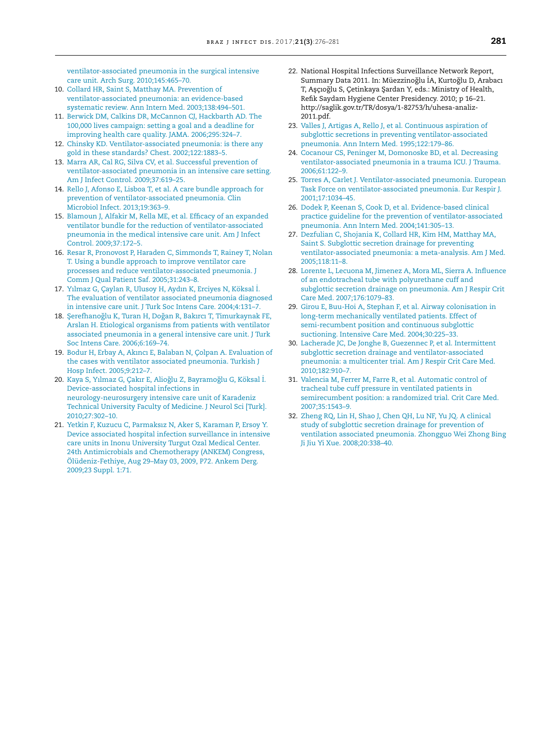ventilator-associated pneumonia in the surgical intensive care unit. Arch Surg. 2010;145:465–70.

10. Collard HR, Saint S, Matthay MA. Prevention of ventilator-associated pneumonia: an evidence-based systematic review. Ann Intern Med. 2003;138:494–501.
11. Berwick DM, Calkins DR, McCannon CJ, Hackbarth AD. The 100,000 lives campaign: setting a goal and a deadline for improving health care quality. JAMA. 2006;295:324–7.
12. Chinsky KD. Ventilator-associated pneumonia: is there any gold in these standards? Chest. 2002;122:1883–5.
13. Marra AR, Cal RG, Silva CV, et al. Successful prevention of ventilator-associated pneumonia in an intensive care setting. Am J Infect Control. 2009;37:619–25.
14. Rello J, Afonso E, Lisboa T, et al. A care bundle approach for prevention of ventilator-associated pneumonia. Clin Microbiol Infect. 2013;19:363–9.
15. Blamoun J, Alfakir M, Rella ME, et al. Efficacy of an expanded ventilator bundle for the reduction of ventilator-associated pneumonia in the medical intensive care unit. Am J Infect Control. 2009;37:172–5.
16. Resar R, Pronovost P, Haraden C, Simmonds T, Rainey T, Nolan T. Using a bundle approach to improve ventilator care processes and reduce ventilator-associated pneumonia. J Comm J Qual Patient Saf. 2005;31:243–8.
17. Yılmaz G, Çaylan R, Ulusoy H, Aydın K, Erciyes N, Köksal İ. The evaluation of ventilator associated pneumonia diagnosed in intensive care unit. J Turk Soc Intens Care. 2004;4:131–7.
18. Şerefhanoğlu K, Turan H, Doğan R, Bakırcı T, Timurkaynak FE, Arslan H. Etiological organisms from patients with ventilator associated pneumonia in a general intensive care unit. J Turk Soc Intens Care. 2006;6:169–74.
19. Bodur H, Erbay A, Akıncı E, Balaban N, Çolpan A. Evaluation of the cases with ventilator associated pneumonia. Turkish J Hosp Infect. 2005;9:212–7.
20. Kaya S, Yılmaz G, Çakır E, Alioğlu Z, Bayramoğlu G, Köksal İ. Device-associated hospital infections in neurology-neurosurgery intensive care unit of Karadeniz Technical University Faculty of Medicine. J Neurol Sci [Turk]. 2010;27:302–10.
21. Yetkin F, Kuzucu C, Parmaksız N, Aker S, Karaman P, Ersoy Y. Device associated hospital infection surveillance in intensive care units in Inonu University Turgut Ozal Medical Center. 24th Antimicrobials and Chemotherapy (ANKEM) Congress, Ölüdeniz-Fethiye, Aug 29–May 03, 2009, P72. Ankem Derg. 2009;23 Suppl. 1:71.
22. National Hospital Infections Surveillance Network Report, Summary Data 2011. In: Müezzinoğlu İA, Kurtoğlu D, Arabacı T, Aşçıoğlu S, Çetinkaya Şardan Y, eds.: Ministry of Health, Refik Saydam Hygiene Center Presidency. 2010; p 16–21. http://saglik.gov.tr/TR/dosya/1-82753/h/uhesa-analiz-2011.pdf.
23. Valles J, Artigas A, Rello J, et al. Continuous aspiration of subglottic secretions in preventing ventilator-associated pneumonia. Ann Intern Med. 1995;122:179–86.
24. Cocanour CS, Peninger M, Domonoske BD, et al. Decreasing ventilator-associated pneumonia in a trauma ICU. J Trauma. 2006;61:122–9.
25. Torres A, Carlet J. Ventilator-associated pneumonia. European Task Force on ventilator-associated pneumonia. Eur Respir J. 2001;17:1034–45.
26. Dodek P, Keenan S, Cook D, et al. Evidence-based clinical practice guideline for the prevention of ventilator-associated pneumonia. Ann Intern Med. 2004;141:305–13.
27. Dezfulian C, Shojania K, Collard HR, Kim HM, Matthay MA, Saint S. Subglottic secretion drainage for preventing ventilator-associated pneumonia: a meta-analysis. Am J Med. 2005;118:11–8.
28. Lorente L, Lecuona M, Jimenez A, Mora ML, Sierra A. Influence of an endotracheal tube with polyurethane cuff and subglottic secretion drainage on pneumonia. Am J Respir Crit Care Med. 2007;176:1079–83.
29. Girou E, Buu-Hoi A, Stephan F, et al. Airway colonisation in long-term mechanically ventilated patients. Effect of semi-recumbent position and continuous subglottic suctioning. Intensive Care Med. 2004;30:225–33.
30. Lacherade JC, De Jonghe B, Guezennec P, et al. Intermittent subglottic secretion drainage and ventilator-associated pneumonia: a multicenter trial. Am J Respir Crit Care Med. 2010;182:910–7.
31. Valencia M, Ferrer M, Farre R, et al. Automatic control of tracheal tube cuff pressure in ventilated patients in semirecumbent position: a randomized trial. Crit Care Med. 2007;35:1543–9.
32. Zheng RQ, Lin H, Shao J, Chen QH, Lu NF, Yu JQ. A clinical study of subglottic secretion drainage for prevention of ventilation associated pneumonia. Zhongguo Wei Zhong Bing Ji Jiu Yi Xue. 2008;20:338–40.